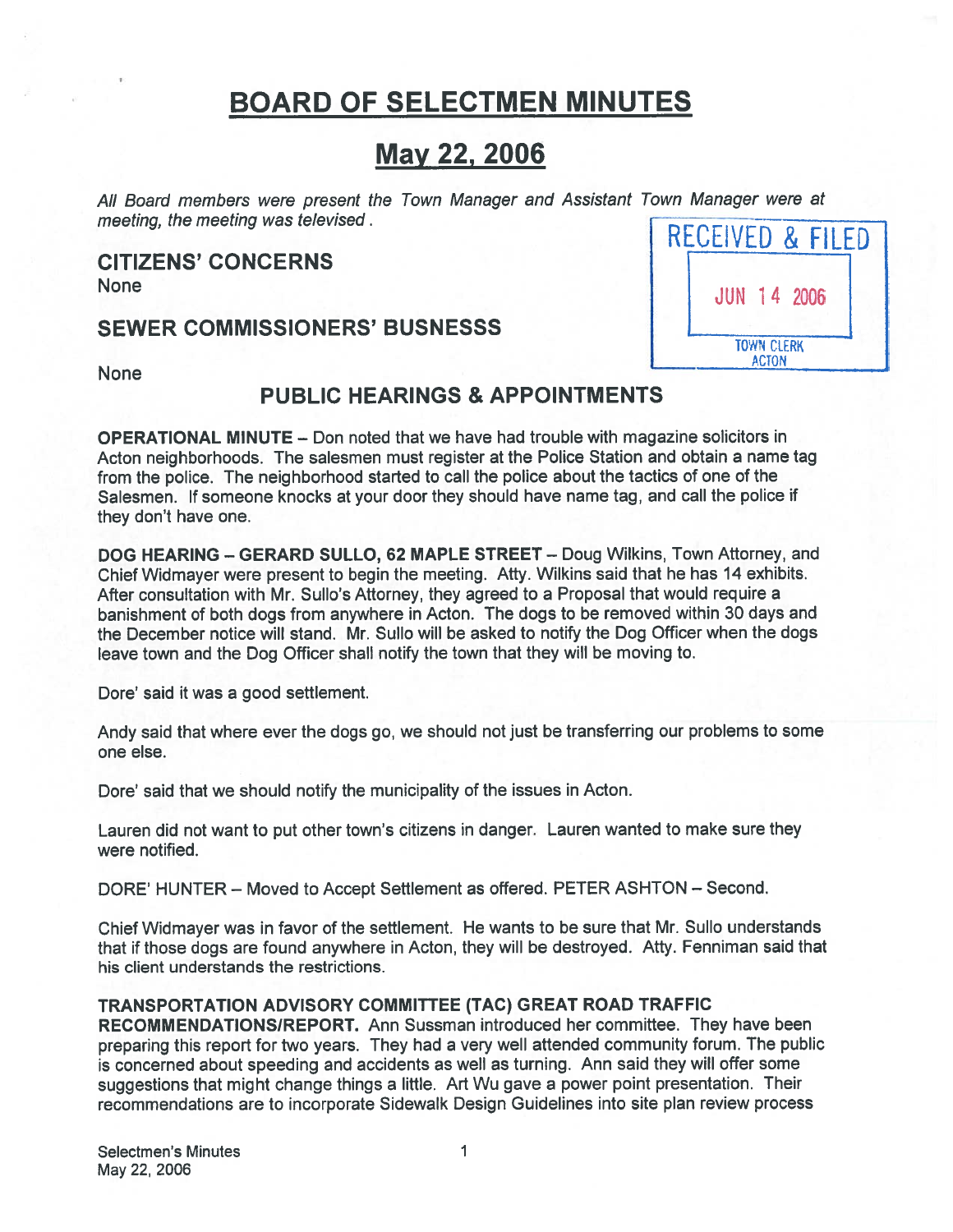# BOARD OF SELECTMEN MINUTES

## May 22, 2006

*All Board members were present the Town Manager and Assistant Town Manager were at meeting, the meeting was televised .*

RECEIVED & FILED
JUN 14 2006
TOWN CLERK
ACTON

## CITIZENS' CONCERNS

None

## SEWER COMMISSIONERS' BUSNESSS

None

## PUBLIC HEARINGS & APPOINTMENTS

**OPERATIONAL MINUTE** – Don noted that we have had trouble with magazine solicitors in Acton neighborhoods. The salesmen must register at the Police Station and obtain a name tag from the police. The neighborhood started to call the police about the tactics of one of the Salesmen. If someone knocks at your door they should have name tag, and call the police if they don't have one.

**DOG HEARING – GERARD SULLO, 62 MAPLE STREET** – Doug Wilkins, Town Attorney, and Chief Widmayer were present to begin the meeting. Atty. Wilkins said that he has 14 exhibits. After consultation with Mr. Sullo's Attorney, they agreed to a Proposal that would require a banishment of both dogs from anywhere in Acton. The dogs to be removed within 30 days and the December notice will stand. Mr. Sullo will be asked to notify the Dog Officer when the dogs leave town and the Dog Officer shall notify the town that they will be moving to.

Dore' said it was a good settlement.

Andy said that where ever the dogs go, we should not just be transferring our problems to some one else.

Dore' said that we should notify the municipality of the issues in Acton.

Lauren did not want to put other town's citizens in danger. Lauren wanted to make sure they were notified.

DORE' HUNTER – Moved to Accept Settlement as offered. PETER ASHTON – Second.

Chief Widmayer was in favor of the settlement. He wants to be sure that Mr. Sullo understands that if those dogs are found anywhere in Acton, they will be destroyed. Atty. Fenniman said that his client understands the restrictions.

**TRANSPORTATION ADVISORY COMMITTEE (TAC) GREAT ROAD TRAFFIC RECOMMENDATIONS/REPORT.** Ann Sussman introduced her committee. They have been preparing this report for two years. They had a very well attended community forum. The public is concerned about speeding and accidents as well as turning. Ann said they will offer some suggestions that might change things a little. Art Wu gave a power point presentation. Their recommendations are to incorporate Sidewalk Design Guidelines into site plan review process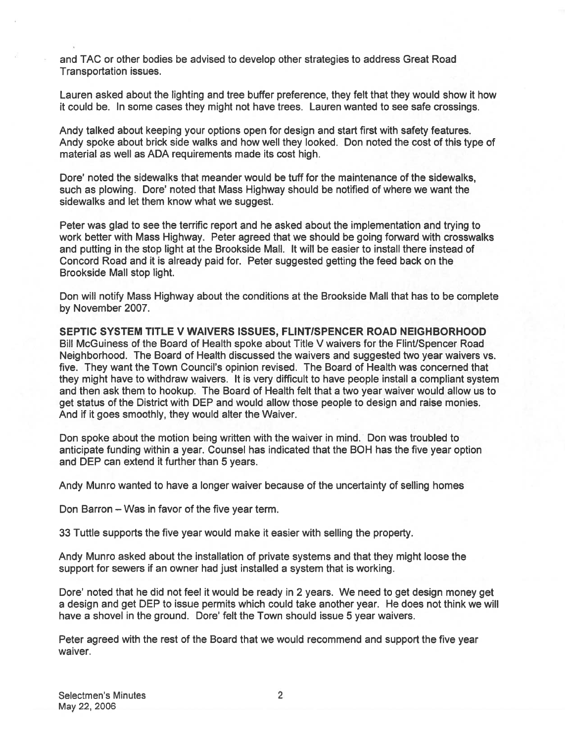and TAC or other bodies be advised to develop other strategies to address Great Road Transportation issues.

Lauren asked about the lighting and tree buffer preference, they felt that they would show it how it could be. In some cases they might not have trees. Lauren wanted to see safe crossings.

Andy talked about keeping your options open for design and start first with safety features. Andy spoke about brick side walks and how well they looked. Don noted the cost of this type of material as well as ADA requirements made its cost high.

Dore' noted the sidewalks that meander would be tuff for the maintenance of the sidewalks, such as plowing. Dore' noted that Mass Highway should be notified of where we want the sidewalks and let them know what we suggest.

Peter was glad to see the terrific report and he asked about the implementation and trying to work better with Mass Highway. Peter agreed that we should be going forward with crosswalks and putting in the stop light at the Brookside Mall. It will be easier to install there instead of Concord Road and it is already paid for. Peter suggested getting the feed back on the Brookside Mall stop light.

Don will notify Mass Highway about the conditions at the Brookside Mall that has to be complete by November 2007.

**SEPTIC SYSTEM TITLE V WAIVERS ISSUES, FLINT/SPENCER ROAD NEIGHBORHOOD**

Bill McGuiness of the Board of Health spoke about Title V waivers for the Flint/Spencer Road Neighborhood. The Board of Health discussed the waivers and suggested two year waivers vs. five. They want the Town Council's opinion revised. The Board of Health was concerned that they might have to withdraw waivers. It is very difficult to have people install a compliant system and then ask them to hookup. The Board of Health felt that a two year waiver would allow us to get status of the District with DEP and would allow those people to design and raise monies. And if it goes smoothly, they would alter the Waiver.

Don spoke about the motion being written with the waiver in mind. Don was troubled to anticipate funding within a year. Counsel has indicated that the BOH has the five year option and DEP can extend it further than 5 years.

Andy Munro wanted to have a longer waiver because of the uncertainty of selling homes

Don Barron – Was in favor of the five year term.

33 Tuttle supports the five year would make it easier with selling the property.

Andy Munro asked about the installation of private systems and that they might loose the support for sewers if an owner had just installed a system that is working.

Dore' noted that he did not feel it would be ready in 2 years. We need to get design money get a design and get DEP to issue permits which could take another year. He does not think we will have a shovel in the ground. Dore' felt the Town should issue 5 year waivers.

Peter agreed with the rest of the Board that we would recommend and support the five year waiver.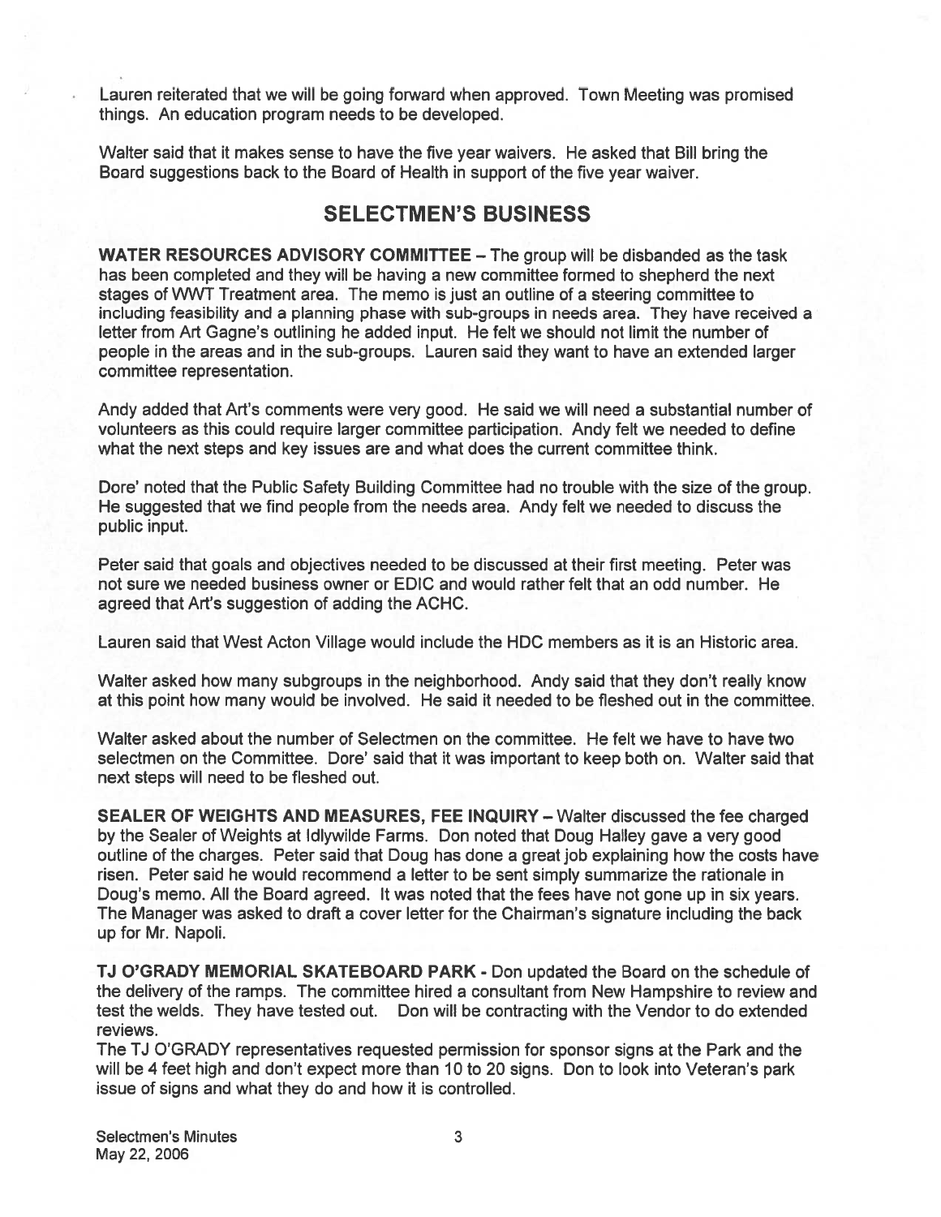Lauren reiterated that we will be going forward when approved. Town Meeting was promised things. An education program needs to be developed.

Walter said that it makes sense to have the five year waivers. He asked that Bill bring the Board suggestions back to the Board of Health in support of the five year waiver.

## SELECTMEN'S BUSINESS

**WATER RESOURCES ADVISORY COMMITTEE** – The group will be disbanded as the task has been completed and they will be having a new committee formed to shepherd the next stages of WWT Treatment area. The memo is just an outline of a steering committee to including feasibility and a planning phase with sub-groups in needs area. They have received a letter from Art Gagne's outlining he added input. He felt we should not limit the number of people in the areas and in the sub-groups. Lauren said they want to have an extended larger committee representation.

Andy added that Art's comments were very good. He said we will need a substantial number of volunteers as this could require larger committee participation. Andy felt we needed to define what the next steps and key issues are and what does the current committee think.

Dore' noted that the Public Safety Building Committee had no trouble with the size of the group. He suggested that we find people from the needs area. Andy felt we needed to discuss the public input.

Peter said that goals and objectives needed to be discussed at their first meeting. Peter was not sure we needed business owner or EDIC and would rather felt that an odd number. He agreed that Art's suggestion of adding the ACHC.

Lauren said that West Acton Village would include the HDC members as it is an Historic area.

Walter asked how many subgroups in the neighborhood. Andy said that they don't really know at this point how many would be involved. He said it needed to be fleshed out in the committee.

Walter asked about the number of Selectmen on the committee. He felt we have to have two selectmen on the Committee. Dore' said that it was important to keep both on. Walter said that next steps will need to be fleshed out.

**SEALER OF WEIGHTS AND MEASURES, FEE INQUIRY** – Walter discussed the fee charged by the Sealer of Weights at Idlywilde Farms. Don noted that Doug Halley gave a very good outline of the charges. Peter said that Doug has done a great job explaining how the costs have risen. Peter said he would recommend a letter to be sent simply summarize the rationale in Doug's memo. All the Board agreed. It was noted that the fees have not gone up in six years. The Manager was asked to draft a cover letter for the Chairman's signature including the back up for Mr. Napoli.

**TJ O'GRADY MEMORIAL SKATEBOARD PARK** - Don updated the Board on the schedule of the delivery of the ramps. The committee hired a consultant from New Hampshire to review and test the welds. They have tested out. Don will be contracting with the Vendor to do extended reviews.

The TJ O'GRADY representatives requested permission for sponsor signs at the Park and the will be 4 feet high and don't expect more than 10 to 20 signs. Don to look into Veteran's park issue of signs and what they do and how it is controlled.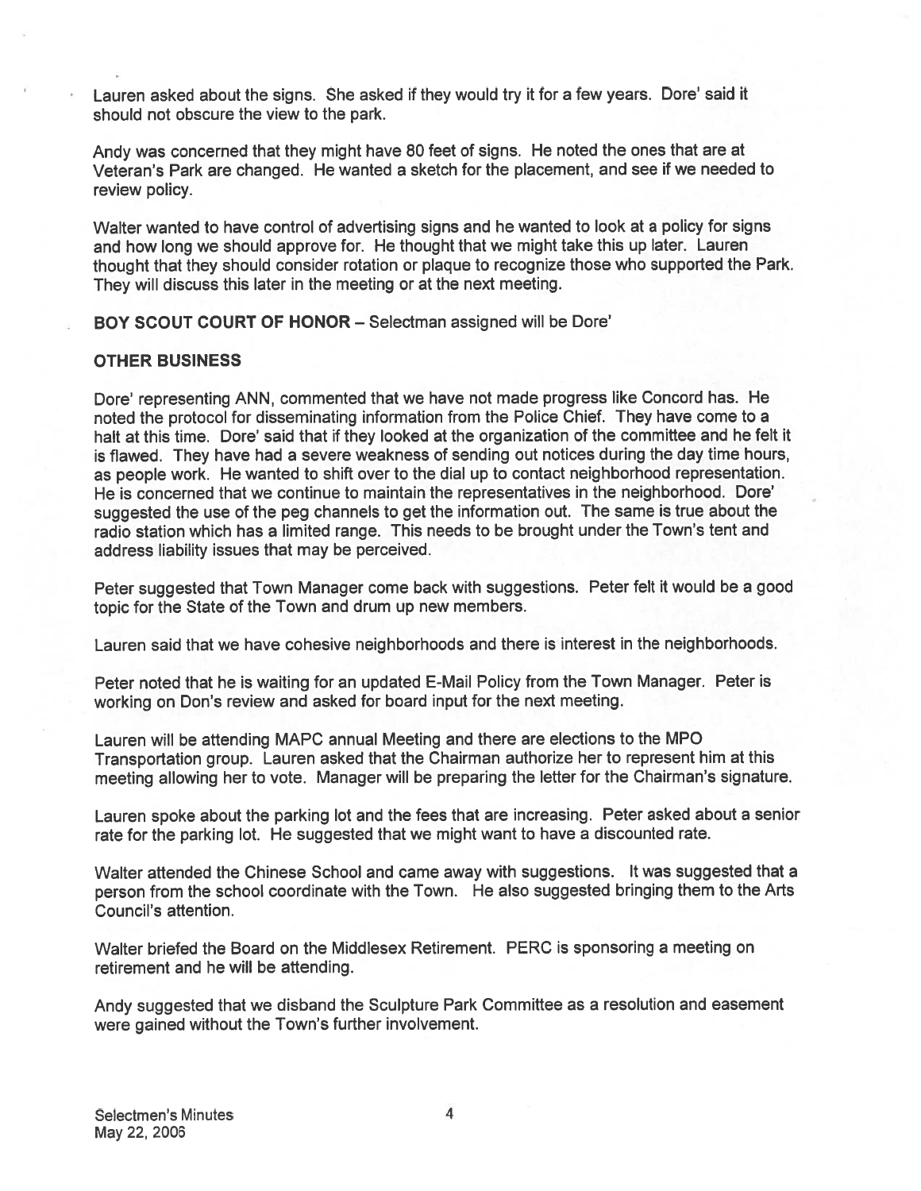Lauren asked about the signs. She asked if they would try it for a few years. Dore' said it should not obscure the view to the park.

Andy was concerned that they might have 80 feet of signs. He noted the ones that are at Veteran's Park are changed. He wanted a sketch for the placement, and see if we needed to review policy.

Walter wanted to have control of advertising signs and he wanted to look at a policy for signs and how long we should approve for. He thought that we might take this up later. Lauren thought that they should consider rotation or plaque to recognize those who supported the Park. They will discuss this later in the meeting or at the next meeting.

**BOY SCOUT COURT OF HONOR** – Selectman assigned will be Dore'

**OTHER BUSINESS**

Dore' representing ANN, commented that we have not made progress like Concord has. He noted the protocol for disseminating information from the Police Chief. They have come to a halt at this time. Dore' said that if they looked at the organization of the committee and he felt it is flawed. They have had a severe weakness of sending out notices during the day time hours, as people work. He wanted to shift over to the dial up to contact neighborhood representation. He is concerned that we continue to maintain the representatives in the neighborhood. Dore' suggested the use of the peg channels to get the information out. The same is true about the radio station which has a limited range. This needs to be brought under the Town's tent and address liability issues that may be perceived.

Peter suggested that Town Manager come back with suggestions. Peter felt it would be a good topic for the State of the Town and drum up new members.

Lauren said that we have cohesive neighborhoods and there is interest in the neighborhoods.

Peter noted that he is waiting for an updated E-Mail Policy from the Town Manager. Peter is working on Don's review and asked for board input for the next meeting.

Lauren will be attending MAPC annual Meeting and there are elections to the MPO Transportation group. Lauren asked that the Chairman authorize her to represent him at this meeting allowing her to vote. Manager will be preparing the letter for the Chairman's signature.

Lauren spoke about the parking lot and the fees that are increasing. Peter asked about a senior rate for the parking lot. He suggested that we might want to have a discounted rate.

Walter attended the Chinese School and came away with suggestions. It was suggested that a person from the school coordinate with the Town. He also suggested bringing them to the Arts Council's attention.

Walter briefed the Board on the Middlesex Retirement. PERC is sponsoring a meeting on retirement and he will be attending.

Andy suggested that we disband the Sculpture Park Committee as a resolution and easement were gained without the Town's further involvement.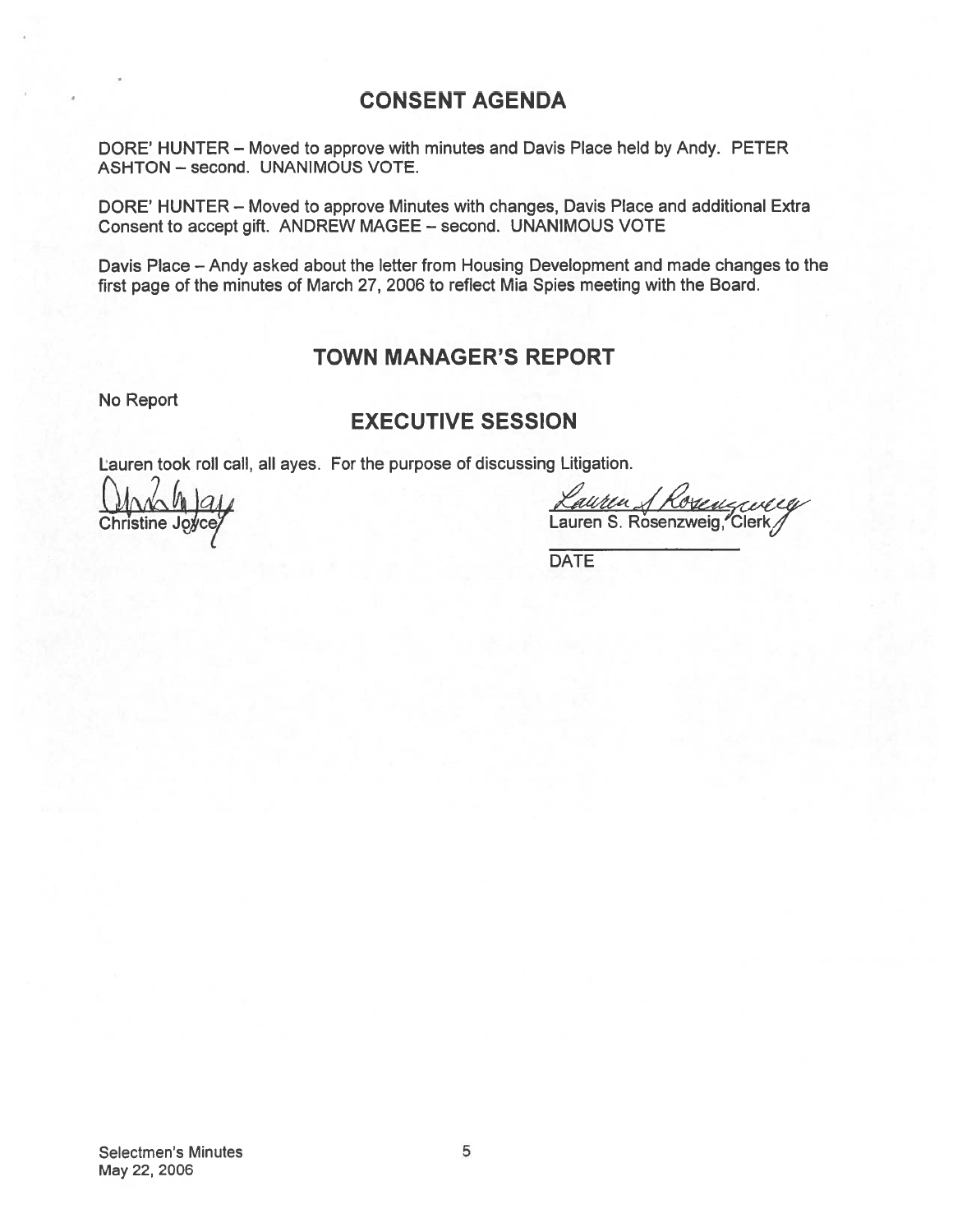## CONSENT AGENDA

DORE' HUNTER – Moved to approve with minutes and Davis Place held by Andy. PETER ASHTON – second. UNANIMOUS VOTE.

DORE' HUNTER – Moved to approve Minutes with changes, Davis Place and additional Extra Consent to accept gift. ANDREW MAGEE – second. UNANIMOUS VOTE

Davis Place – Andy asked about the letter from Housing Development and made changes to the first page of the minutes of March 27, 2006 to reflect Mia Spies meeting with the Board.

## TOWN MANAGER'S REPORT

No Report

## EXECUTIVE SESSION

Lauren took roll call, all ayes. For the purpose of discussing Litigation.

Christine Joyce

Lauren S. Rosenzweig, Clerk

DATE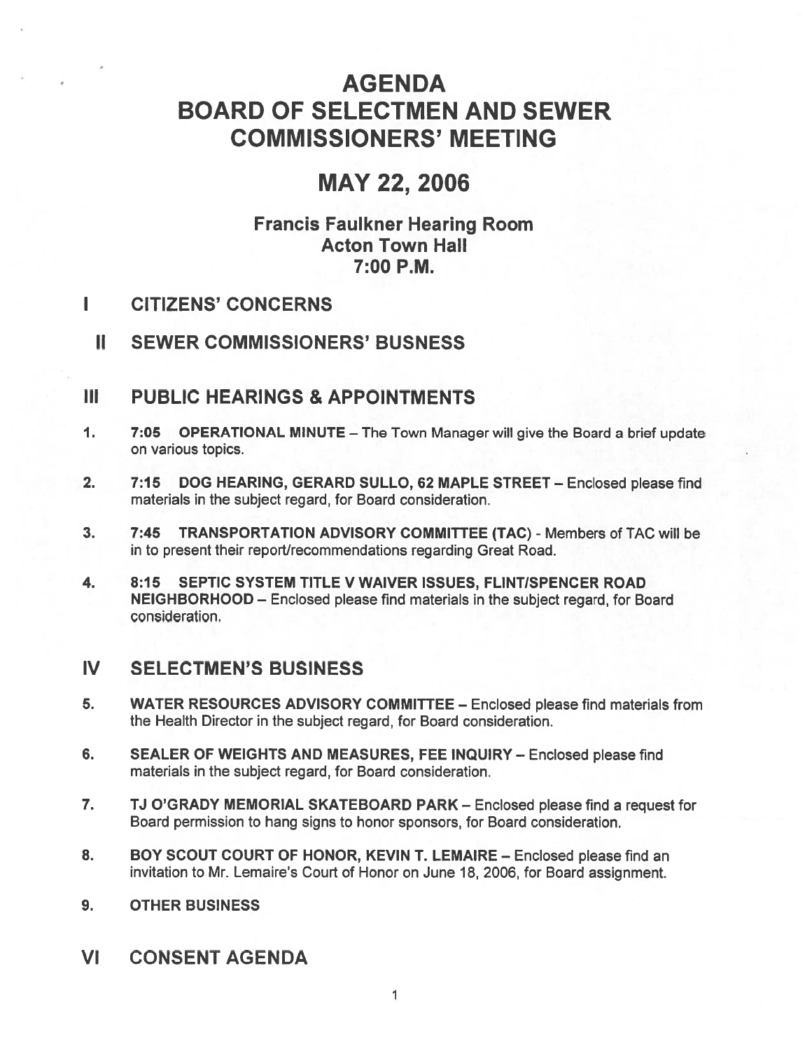# AGENDA
# BOARD OF SELECTMEN AND SEWER COMMISSIONERS' MEETING

## MAY 22, 2006

### Francis Faulkner Hearing Room
### Acton Town Hall
### 7:00 P.M.

## I CITIZENS' CONCERNS

## II SEWER COMMISSIONERS' BUSNESS

## III PUBLIC HEARINGS & APPOINTMENTS

1. **7:05 OPERATIONAL MINUTE** – The Town Manager will give the Board a brief update on various topics.

2. **7:15 DOG HEARING, GERARD SULLO, 62 MAPLE STREET** – Enclosed please find materials in the subject regard, for Board consideration.

3. **7:45 TRANSPORTATION ADVISORY COMMITTEE (TAC)** - Members of TAC will be in to present their report/recommendations regarding Great Road.

4. **8:15 SEPTIC SYSTEM TITLE V WAIVER ISSUES, FLINT/SPENCER ROAD NEIGHBORHOOD** – Enclosed please find materials in the subject regard, for Board consideration.

## IV SELECTMEN'S BUSINESS

5. **WATER RESOURCES ADVISORY COMMITTEE** – Enclosed please find materials from the Health Director in the subject regard, for Board consideration.

6. **SEALER OF WEIGHTS AND MEASURES, FEE INQUIRY** – Enclosed please find materials in the subject regard, for Board consideration.

7. **TJ O'GRADY MEMORIAL SKATEBOARD PARK** – Enclosed please find a request for Board permission to hang signs to honor sponsors, for Board consideration.

8. **BOY SCOUT COURT OF HONOR, KEVIN T. LEMAIRE** – Enclosed please find an invitation to Mr. Lemaire's Court of Honor on June 18, 2006, for Board assignment.

9. **OTHER BUSINESS**

## VI CONSENT AGENDA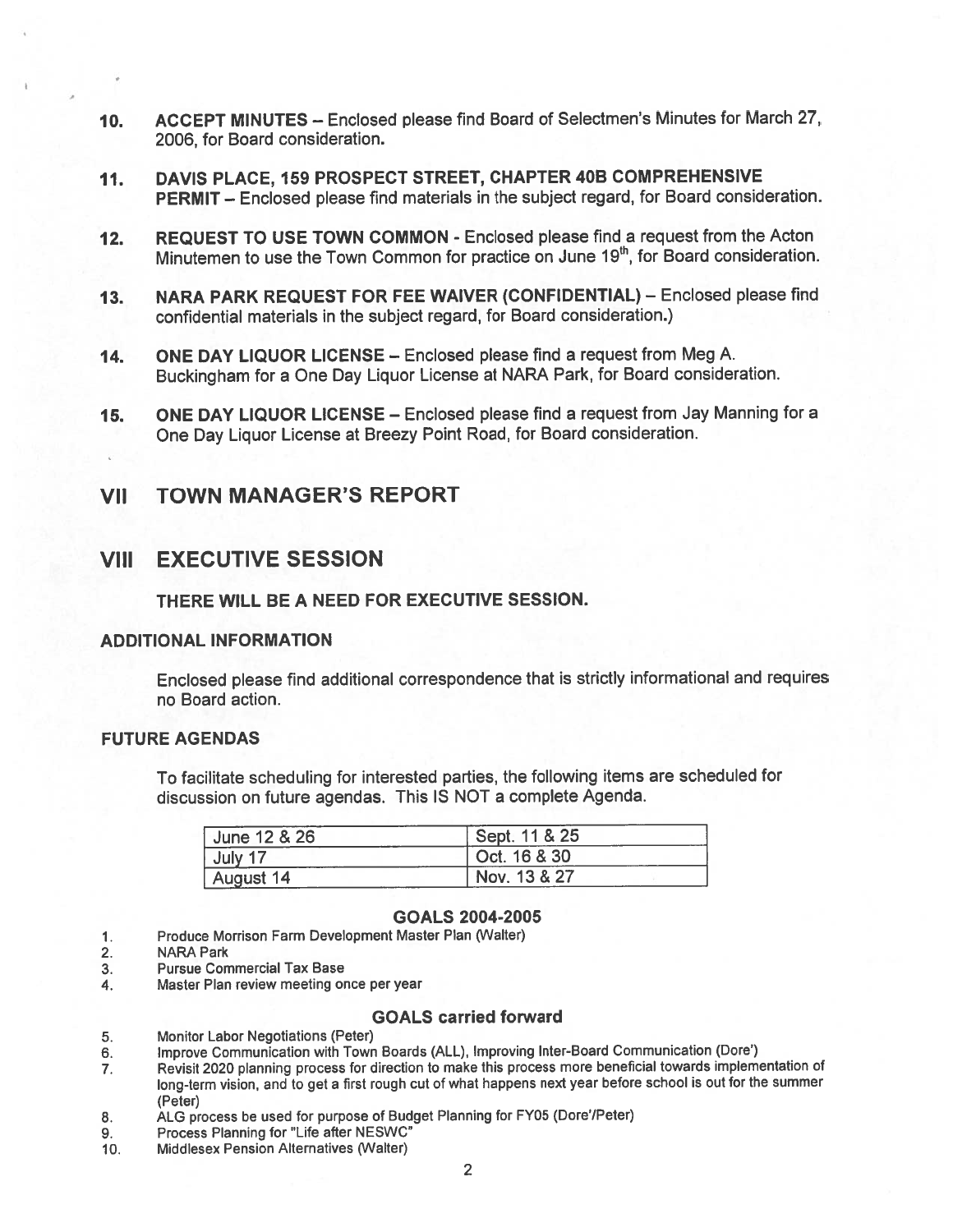10. **ACCEPT MINUTES** – Enclosed please find Board of Selectmen's Minutes for March 27, 2006, for Board consideration.

11. **DAVIS PLACE, 159 PROSPECT STREET, CHAPTER 40B COMPREHENSIVE PERMIT** – Enclosed please find materials in the subject regard, for Board consideration.

12. **REQUEST TO USE TOWN COMMON** - Enclosed please find a request from the Acton Minutemen to use the Town Common for practice on June 19th, for Board consideration.

13. **NARA PARK REQUEST FOR FEE WAIVER (CONFIDENTIAL)** – Enclosed please find confidential materials in the subject regard, for Board consideration.)

14. **ONE DAY LIQUOR LICENSE** – Enclosed please find a request from Meg A. Buckingham for a One Day Liquor License at NARA Park, for Board consideration.

15. **ONE DAY LIQUOR LICENSE** – Enclosed please find a request from Jay Manning for a One Day Liquor License at Breezy Point Road, for Board consideration.

## VII TOWN MANAGER'S REPORT

## VIII EXECUTIVE SESSION

**THERE WILL BE A NEED FOR EXECUTIVE SESSION.**

### ADDITIONAL INFORMATION

Enclosed please find additional correspondence that is strictly informational and requires no Board action.

### FUTURE AGENDAS

To facilitate scheduling for interested parties, the following items are scheduled for discussion on future agendas. This IS NOT a complete Agenda.

| | |
|---|---|
| June 12 & 26 | Sept. 11 & 25 |
| July 17 | Oct. 16 & 30 |
| August 14 | Nov. 13 & 27 |

### GOALS 2004-2005

1. Produce Morrison Farm Development Master Plan (Walter)
2. NARA Park
3. Pursue Commercial Tax Base
4. Master Plan review meeting once per year

### GOALS carried forward

5. Monitor Labor Negotiations (Peter)
6. Improve Communication with Town Boards (ALL), Improving Inter-Board Communication (Dore')
7. Revisit 2020 planning process for direction to make this process more beneficial towards implementation of long-term vision, and to get a first rough cut of what happens next year before school is out for the summer (Peter)
8. ALG process be used for purpose of Budget Planning for FY05 (Dore'/Peter)
9. Process Planning for "Life after NESWC"
10. Middlesex Pension Alternatives (Walter)